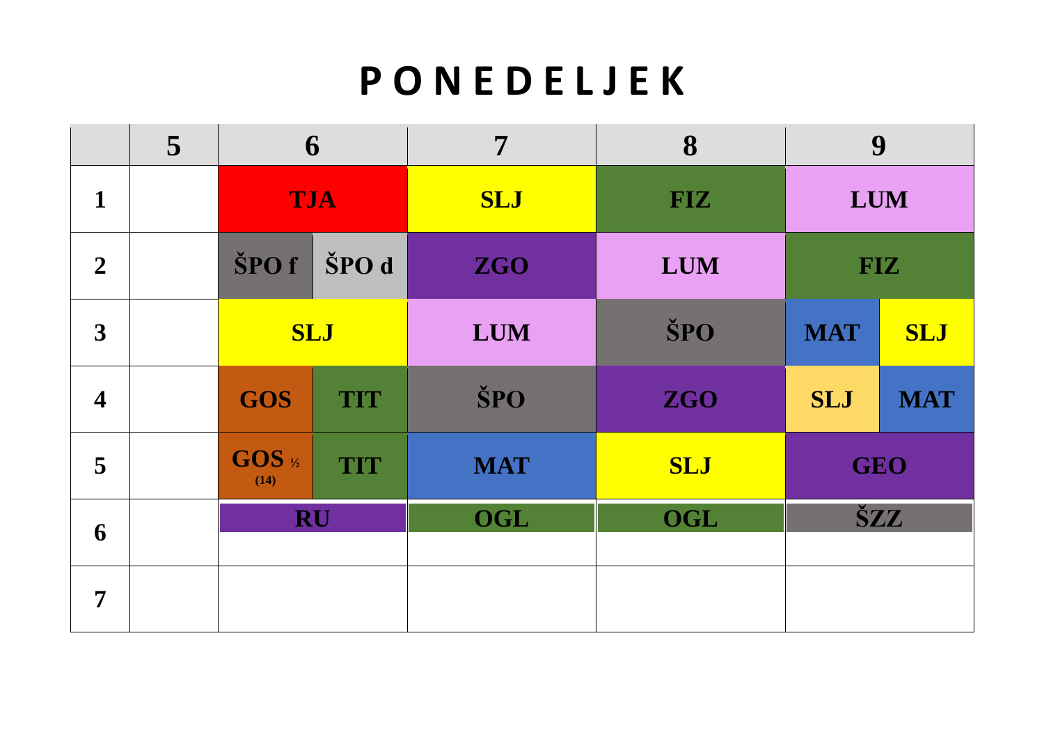# PONEDELJEK

| | 5 | 6 | | 7 | 8 | 9 | |
|---|---|---|---|---|---|---|---|
| 1 | | TJA | | SLJ | FIZ | LUM | |
| 2 | | ŠPO f | ŠPO d | ZGO | LUM | FIZ | |
| 3 | | SLJ | | LUM | ŠPO | MAT | SLJ |
| 4 | | GOS | TIT | ŠPO | ZGO | SLJ | MAT |
| 5 | | GOS ½ (14) | TIT | MAT | SLJ | GEO | |
| 6 | | RU | | OGL | OGL | ŠZZ | |
| 7 | | | | | | | |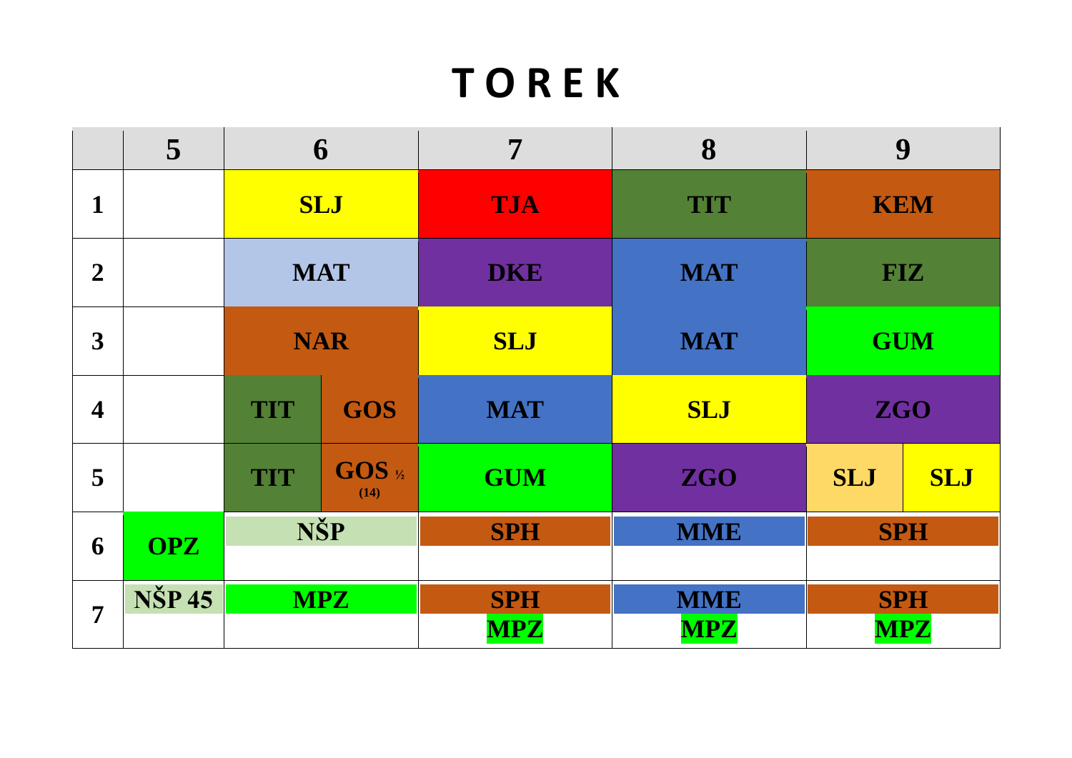# TOREK

| | 5 | 6 | | 7 | 8 | 9 | |
|---|---|---|---|---|---|---|---|
| **1** | | SLJ | | TJA | TIT | KEM | |
| **2** | | MAT | | DKE | MAT | FIZ | |
| **3** | | NAR | | SLJ | MAT | GUM | |
| **4** | | TIT | GOS | MAT | SLJ | ZGO | |
| **5** | | TIT | GOS ½ (14) | GUM | ZGO | SLJ | SLJ |
| **6** | OPZ | NŠP | | SPH | MME | SPH | |
| **7** | NŠP 45 | MPZ | | SPH MPZ | MME MPZ | SPH MPZ | |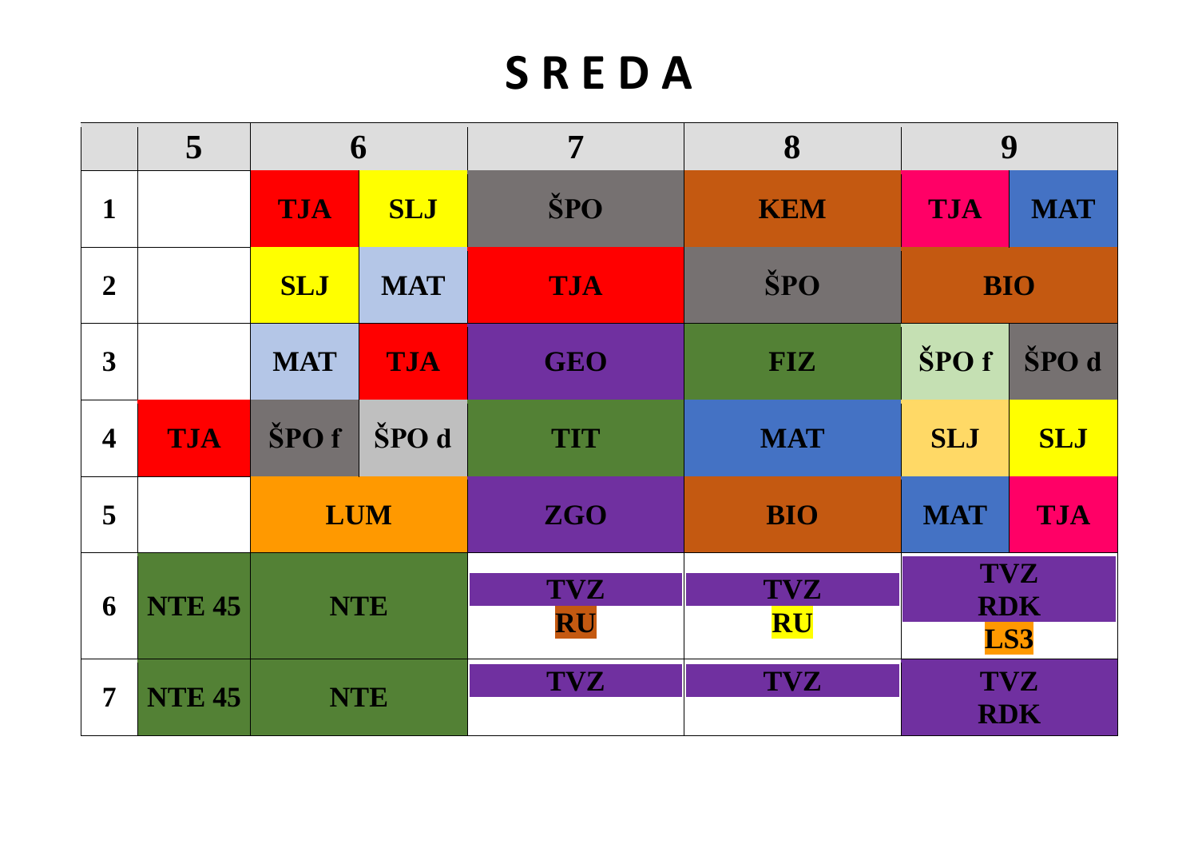# SREDA

| | 5 | 6 | | 7 | 8 | 9 | |
|---|---|---|---|---|---|---|---|
| 1 | | TJA | SLJ | ŠPO | KEM | TJA | MAT |
| 2 | | SLJ | MAT | TJA | ŠPO | BIO | |
| 3 | | MAT | TJA | GEO | FIZ | ŠPO f | ŠPO d |
| 4 | TJA | ŠPO f | ŠPO d | TIT | MAT | SLJ | SLJ |
| 5 | | LUM | | ZGO | BIO | MAT | TJA |
| 6 | NTE 45 | NTE | | TVZ RU | TVZ RU | TVZ RDK LS3 | |
| 7 | NTE 45 | NTE | | TVZ | TVZ | TVZ RDK | |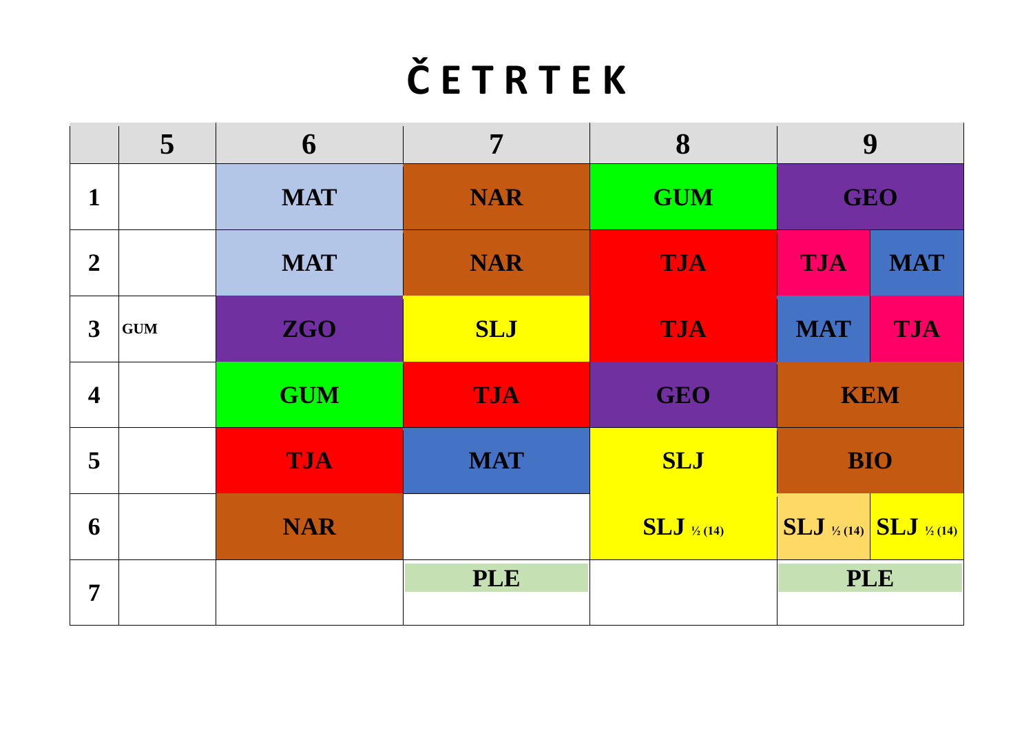# ČETRTEK

| | 5 | 6 | 7 | 8 | 9 | |
|---|---|---|---|---|---|---|
| 1 | | MAT | NAR | GUM | GEO | |
| 2 | | MAT | NAR | TJA | TJA | MAT |
| 3 | GUM | ZGO | SLJ | TJA | MAT | TJA |
| 4 | | GUM | TJA | GEO | KEM | |
| 5 | | TJA | MAT | SLJ | BIO | |
| 6 | | NAR | | SLJ ½ (14) | SLJ ½ (14) | SLJ ½ (14) |
| 7 | | | PLE | | PLE | |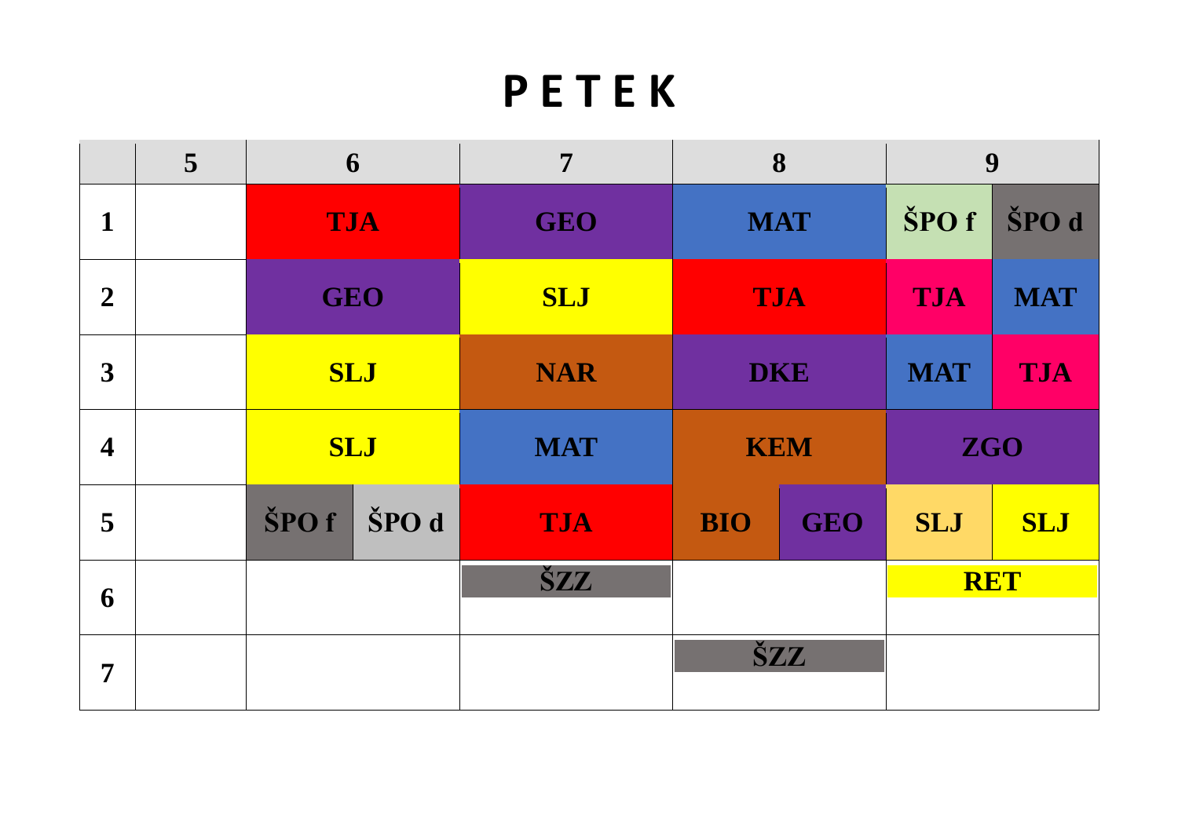# P E T E K

| | 5 | 6 | | 7 | 8 | | 9 | |
|---|---|---|---|---|---|---|---|---|
| **1** | | **TJA** | | **GEO** | **MAT** | | **ŠPO f** | **ŠPO d** |
| **2** | | **GEO** | | **SLJ** | **TJA** | | **TJA** | **MAT** |
| **3** | | **SLJ** | | **NAR** | **DKE** | | **MAT** | **TJA** |
| **4** | | **SLJ** | | **MAT** | **KEM** | | **ZGO** | |
| **5** | | **ŠPO f** | **ŠPO d** | **TJA** | **BIO** | **GEO** | **SLJ** | **SLJ** |
| **6** | | | | **ŠZZ** | | | **RET** | |
| **7** | | | | | **ŠZZ** | | | |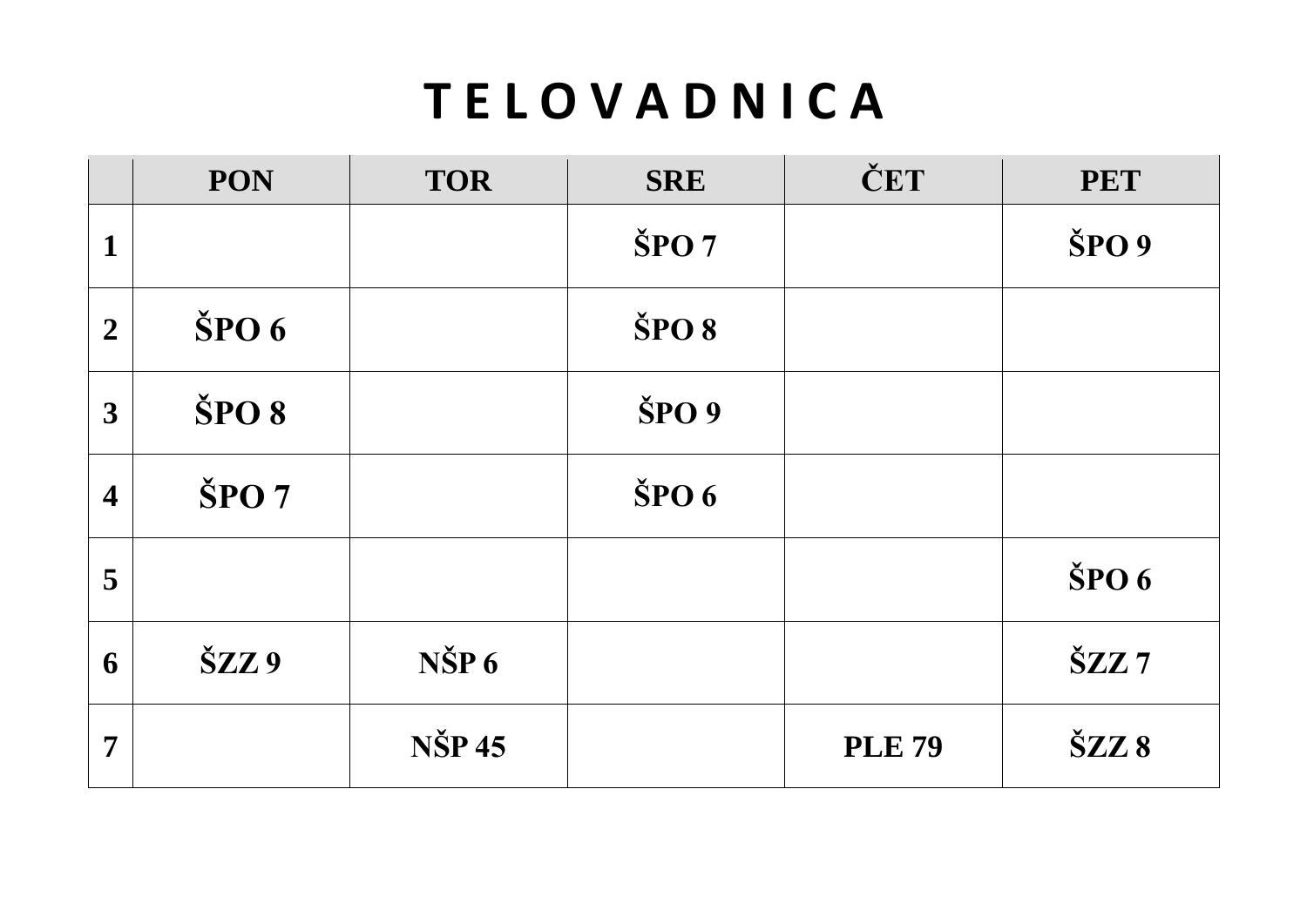# T E L O V A D N I C A

| | PON | TOR | SRE | ČET | PET |
|---|---|---|---|---|---|
| **1** | | | **ŠPO 7** | | **ŠPO 9** |
| **2** | **ŠPO 6** | | **ŠPO 8** | | |
| **3** | **ŠPO 8** | | **ŠPO 9** | | |
| **4** | **ŠPO 7** | | **ŠPO 6** | | |
| **5** | | | | | **ŠPO 6** |
| **6** | **ŠZZ 9** | **NŠP 6** | | | **ŠZZ 7** |
| **7** | | **NŠP 45** | | **PLE 79** | **ŠZZ 8** |